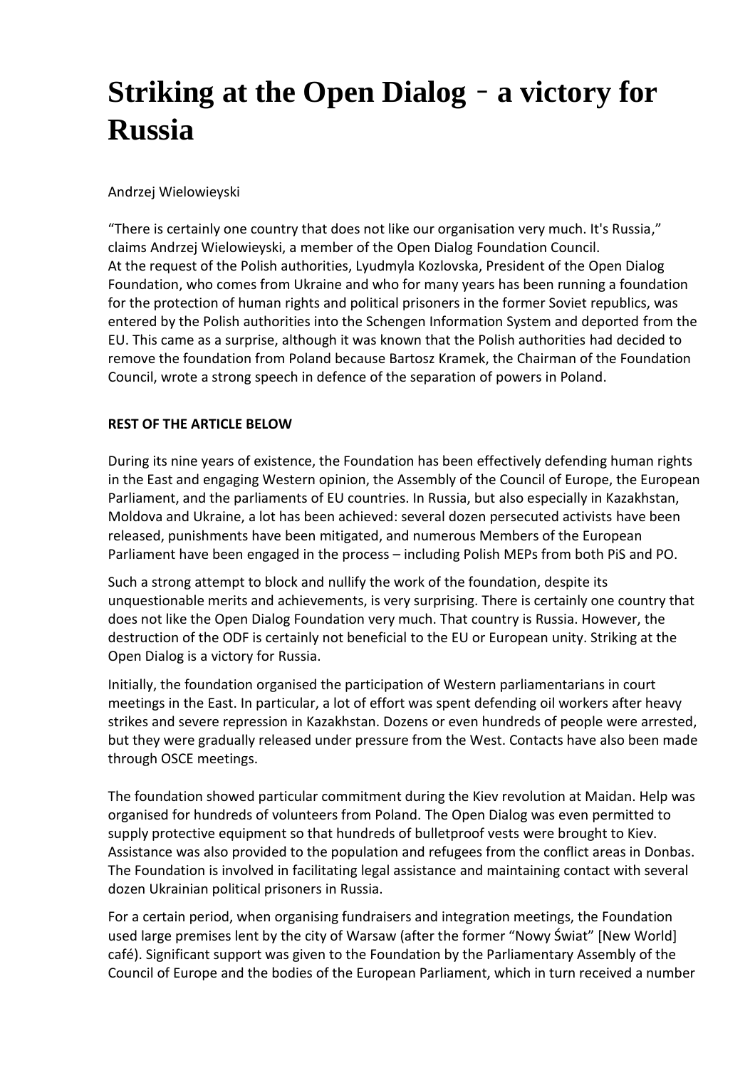# Striking at the Open Dialog – a victory for Russia

Andrzej Wielowieyski

"There is certainly one country that does not like our organisation very much. It's Russia," claims Andrzej Wielowieyski, a member of the Open Dialog Foundation Council.
At the request of the Polish authorities, Lyudmyla Kozlovska, President of the Open Dialog Foundation, who comes from Ukraine and who for many years has been running a foundation for the protection of human rights and political prisoners in the former Soviet republics, was entered by the Polish authorities into the Schengen Information System and deported from the EU. This came as a surprise, although it was known that the Polish authorities had decided to remove the foundation from Poland because Bartosz Kramek, the Chairman of the Foundation Council, wrote a strong speech in defence of the separation of powers in Poland.

**REST OF THE ARTICLE BELOW**

During its nine years of existence, the Foundation has been effectively defending human rights in the East and engaging Western opinion, the Assembly of the Council of Europe, the European Parliament, and the parliaments of EU countries. In Russia, but also especially in Kazakhstan, Moldova and Ukraine, a lot has been achieved: several dozen persecuted activists have been released, punishments have been mitigated, and numerous Members of the European Parliament have been engaged in the process – including Polish MEPs from both PiS and PO.

Such a strong attempt to block and nullify the work of the foundation, despite its unquestionable merits and achievements, is very surprising. There is certainly one country that does not like the Open Dialog Foundation very much. That country is Russia. However, the destruction of the ODF is certainly not beneficial to the EU or European unity. Striking at the Open Dialog is a victory for Russia.

Initially, the foundation organised the participation of Western parliamentarians in court meetings in the East. In particular, a lot of effort was spent defending oil workers after heavy strikes and severe repression in Kazakhstan. Dozens or even hundreds of people were arrested, but they were gradually released under pressure from the West. Contacts have also been made through OSCE meetings.

The foundation showed particular commitment during the Kiev revolution at Maidan. Help was organised for hundreds of volunteers from Poland. The Open Dialog was even permitted to supply protective equipment so that hundreds of bulletproof vests were brought to Kiev. Assistance was also provided to the population and refugees from the conflict areas in Donbas. The Foundation is involved in facilitating legal assistance and maintaining contact with several dozen Ukrainian political prisoners in Russia.

For a certain period, when organising fundraisers and integration meetings, the Foundation used large premises lent by the city of Warsaw (after the former "Nowy Świat" [New World] café). Significant support was given to the Foundation by the Parliamentary Assembly of the Council of Europe and the bodies of the European Parliament, which in turn received a number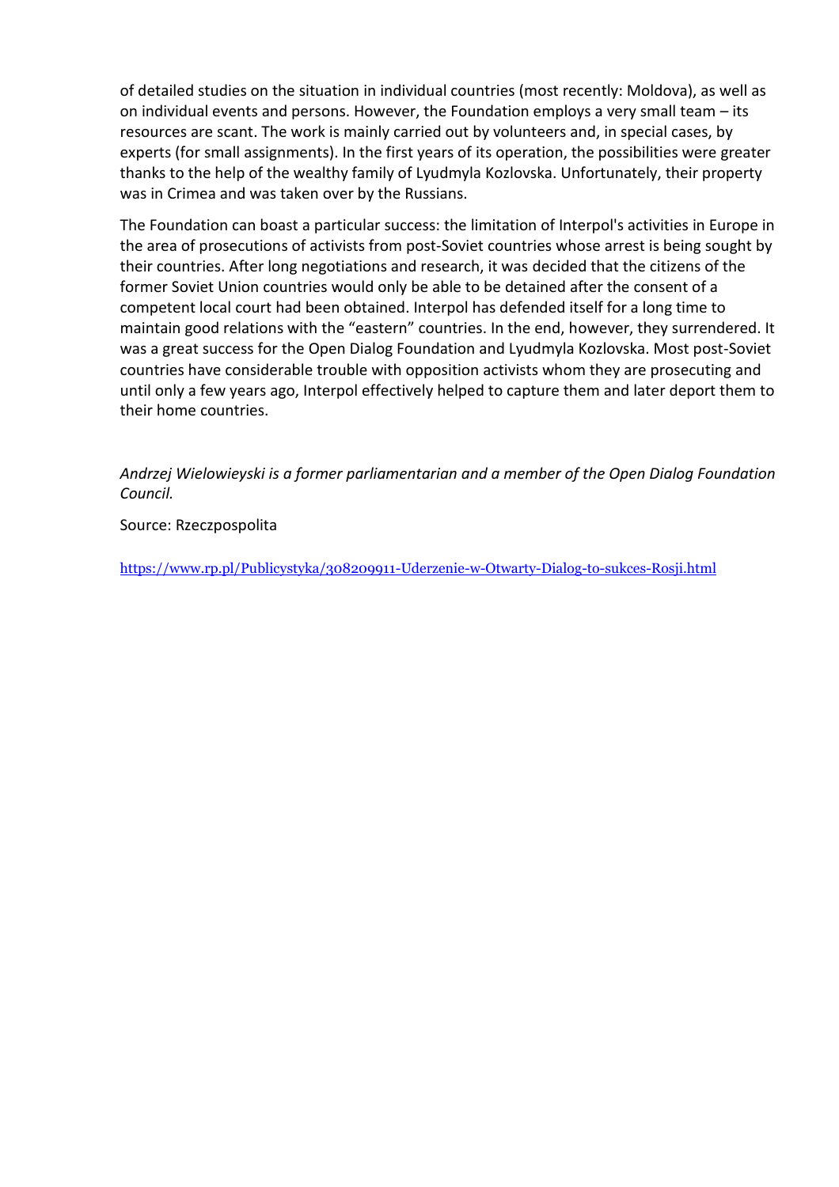of detailed studies on the situation in individual countries (most recently: Moldova), as well as on individual events and persons. However, the Foundation employs a very small team – its resources are scant. The work is mainly carried out by volunteers and, in special cases, by experts (for small assignments). In the first years of its operation, the possibilities were greater thanks to the help of the wealthy family of Lyudmyla Kozlovska. Unfortunately, their property was in Crimea and was taken over by the Russians.

The Foundation can boast a particular success: the limitation of Interpol's activities in Europe in the area of prosecutions of activists from post-Soviet countries whose arrest is being sought by their countries. After long negotiations and research, it was decided that the citizens of the former Soviet Union countries would only be able to be detained after the consent of a competent local court had been obtained. Interpol has defended itself for a long time to maintain good relations with the "eastern" countries. In the end, however, they surrendered. It was a great success for the Open Dialog Foundation and Lyudmyla Kozlovska. Most post-Soviet countries have considerable trouble with opposition activists whom they are prosecuting and until only a few years ago, Interpol effectively helped to capture them and later deport them to their home countries.

*Andrzej Wielowieyski is a former parliamentarian and a member of the Open Dialog Foundation Council.*

Source: Rzeczpospolita

https://www.rp.pl/Publicystyka/308209911-Uderzenie-w-Otwarty-Dialog-to-sukces-Rosji.html